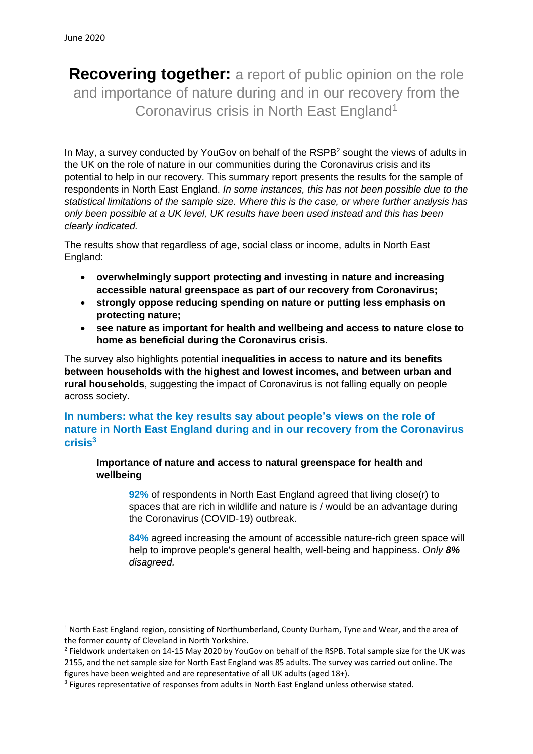June 2020

# **Recovering together:** a report of public opinion on the role and importance of nature during and in our recovery from the Coronavirus crisis in North East England[1]

In May, a survey conducted by YouGov on behalf of the RSPB[2] sought the views of adults in the UK on the role of nature in our communities during the Coronavirus crisis and its potential to help in our recovery. This summary report presents the results for the sample of respondents in North East England. *In some instances, this has not been possible due to the statistical limitations of the sample size. Where this is the case, or where further analysis has only been possible at a UK level, UK results have been used instead and this has been clearly indicated.*

The results show that regardless of age, social class or income, adults in North East England:

- **overwhelmingly support protecting and investing in nature and increasing accessible natural greenspace as part of our recovery from Coronavirus;**
- **strongly oppose reducing spending on nature or putting less emphasis on protecting nature;**
- **see nature as important for health and wellbeing and access to nature close to home as beneficial during the Coronavirus crisis.**

The survey also highlights potential **inequalities in access to nature and its benefits between households with the highest and lowest incomes, and between urban and rural households**, suggesting the impact of Coronavirus is not falling equally on people across society.

## In numbers: what the key results say about people's views on the role of nature in North East England during and in our recovery from the Coronavirus crisis[3]

### Importance of nature and access to natural greenspace for health and wellbeing

**92%** of respondents in North East England agreed that living close(r) to spaces that are rich in wildlife and nature is / would be an advantage during the Coronavirus (COVID-19) outbreak.

**84%** agreed increasing the amount of accessible nature-rich green space will help to improve people's general health, well-being and happiness. *Only **8%** disagreed.*

---

[1] North East England region, consisting of Northumberland, County Durham, Tyne and Wear, and the area of the former county of Cleveland in North Yorkshire.

[2] Fieldwork undertaken on 14-15 May 2020 by YouGov on behalf of the RSPB. Total sample size for the UK was 2155, and the net sample size for North East England was 85 adults. The survey was carried out online. The figures have been weighted and are representative of all UK adults (aged 18+).

[3] Figures representative of responses from adults in North East England unless otherwise stated.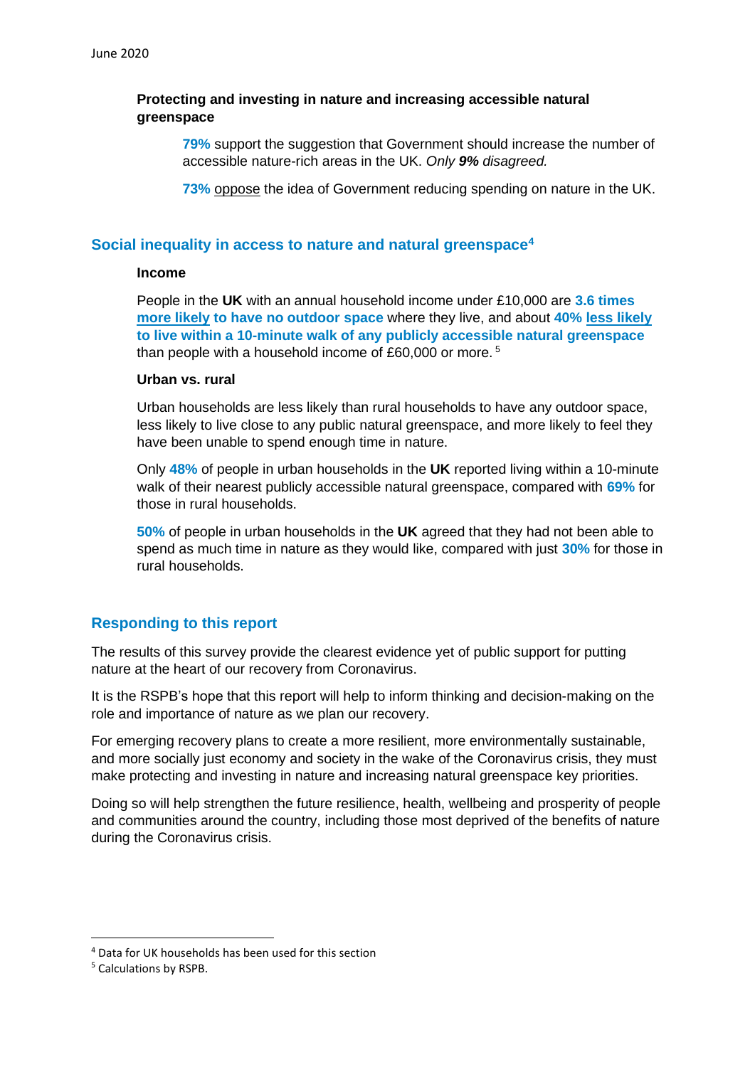**Protecting and investing in nature and increasing accessible natural greenspace**

> **79%** support the suggestion that Government should increase the number of accessible nature-rich areas in the UK. *Only **9%** disagreed.*
>
> **73%** oppose the idea of Government reducing spending on nature in the UK.

## Social inequality in access to nature and natural greenspace[4]

**Income**

People in the **UK** with an annual household income under £10,000 are **3.6 times more likely to have no outdoor space** where they live, and about **40% less likely to live within a 10-minute walk of any publicly accessible natural greenspace** than people with a household income of £60,000 or more.[5]

**Urban vs. rural**

Urban households are less likely than rural households to have any outdoor space, less likely to live close to any public natural greenspace, and more likely to feel they have been unable to spend enough time in nature.

Only **48%** of people in urban households in the **UK** reported living within a 10-minute walk of their nearest publicly accessible natural greenspace, compared with **69%** for those in rural households.

**50%** of people in urban households in the **UK** agreed that they had not been able to spend as much time in nature as they would like, compared with just **30%** for those in rural households.

## Responding to this report

The results of this survey provide the clearest evidence yet of public support for putting nature at the heart of our recovery from Coronavirus.

It is the RSPB's hope that this report will help to inform thinking and decision-making on the role and importance of nature as we plan our recovery.

For emerging recovery plans to create a more resilient, more environmentally sustainable, and more socially just economy and society in the wake of the Coronavirus crisis, they must make protecting and investing in nature and increasing natural greenspace key priorities.

Doing so will help strengthen the future resilience, health, wellbeing and prosperity of people and communities around the country, including those most deprived of the benefits of nature during the Coronavirus crisis.

---

[4] Data for UK households has been used for this section

[5] Calculations by RSPB.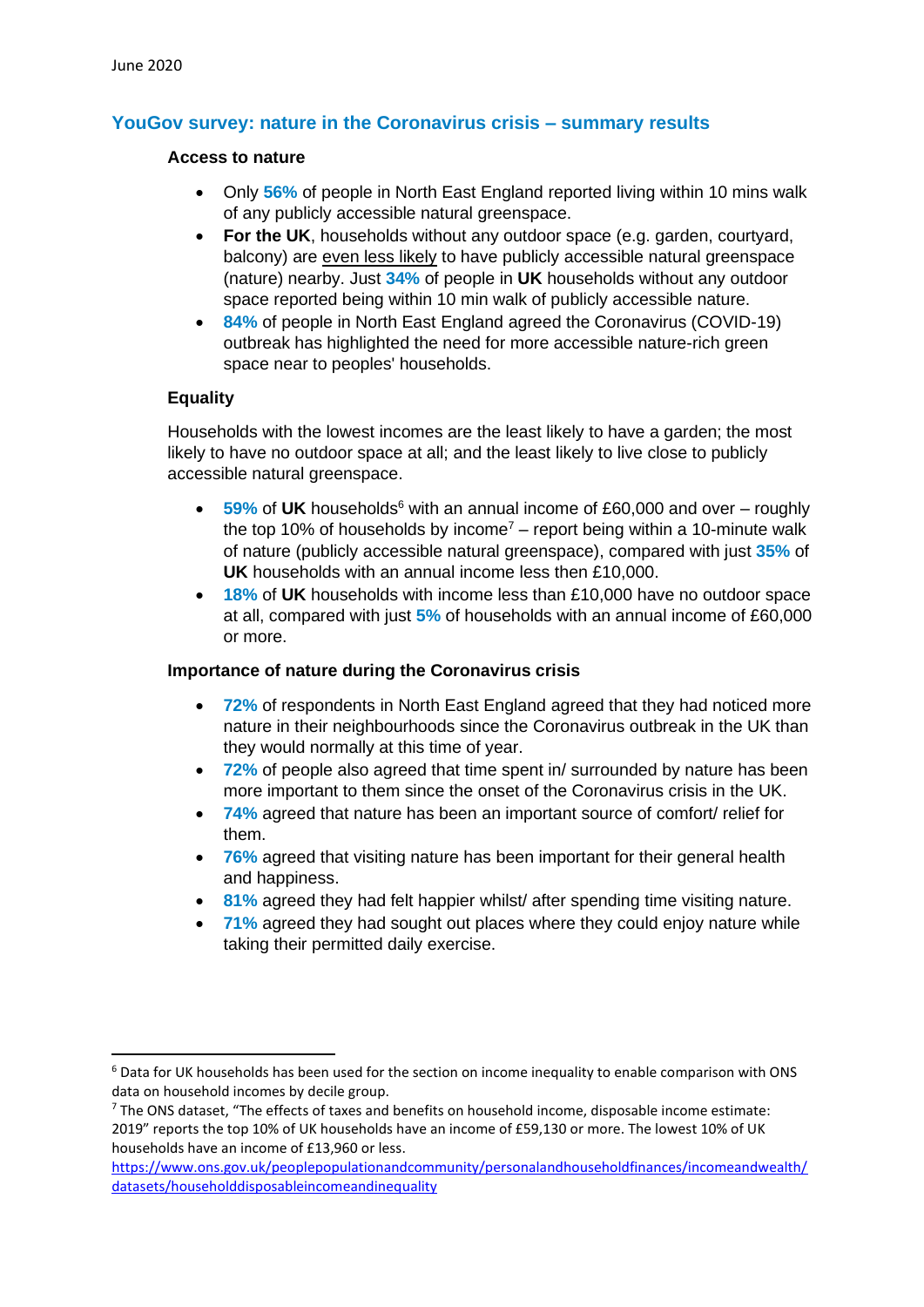June 2020

## YouGov survey: nature in the Coronavirus crisis – summary results

### Access to nature

- Only **56%** of people in North East England reported living within 10 mins walk of any publicly accessible natural greenspace.
- **For the UK**, households without any outdoor space (e.g. garden, courtyard, balcony) are even less likely to have publicly accessible natural greenspace (nature) nearby. Just **34%** of people in **UK** households without any outdoor space reported being within 10 min walk of publicly accessible nature.
- **84%** of people in North East England agreed the Coronavirus (COVID-19) outbreak has highlighted the need for more accessible nature-rich green space near to peoples' households.

### Equality

Households with the lowest incomes are the least likely to have a garden; the most likely to have no outdoor space at all; and the least likely to live close to publicly accessible natural greenspace.

- **59%** of **UK** households[6] with an annual income of £60,000 and over – roughly the top 10% of households by income[7] – report being within a 10-minute walk of nature (publicly accessible natural greenspace), compared with just **35%** of **UK** households with an annual income less then £10,000.
- **18%** of **UK** households with income less than £10,000 have no outdoor space at all, compared with just **5%** of households with an annual income of £60,000 or more.

### Importance of nature during the Coronavirus crisis

- **72%** of respondents in North East England agreed that they had noticed more nature in their neighbourhoods since the Coronavirus outbreak in the UK than they would normally at this time of year.
- **72%** of people also agreed that time spent in/ surrounded by nature has been more important to them since the onset of the Coronavirus crisis in the UK.
- **74%** agreed that nature has been an important source of comfort/ relief for them.
- **76%** agreed that visiting nature has been important for their general health and happiness.
- **81%** agreed they had felt happier whilst/ after spending time visiting nature.
- **71%** agreed they had sought out places where they could enjoy nature while taking their permitted daily exercise.

---

[6] Data for UK households has been used for the section on income inequality to enable comparison with ONS data on household incomes by decile group.

[7] The ONS dataset, "The effects of taxes and benefits on household income, disposable income estimate: 2019" reports the top 10% of UK households have an income of £59,130 or more. The lowest 10% of UK households have an income of £13,960 or less.
https://www.ons.gov.uk/peoplepopulationandcommunity/personalandhouseholdfinances/incomeandwealth/datasets/householddisposableincomeandinequality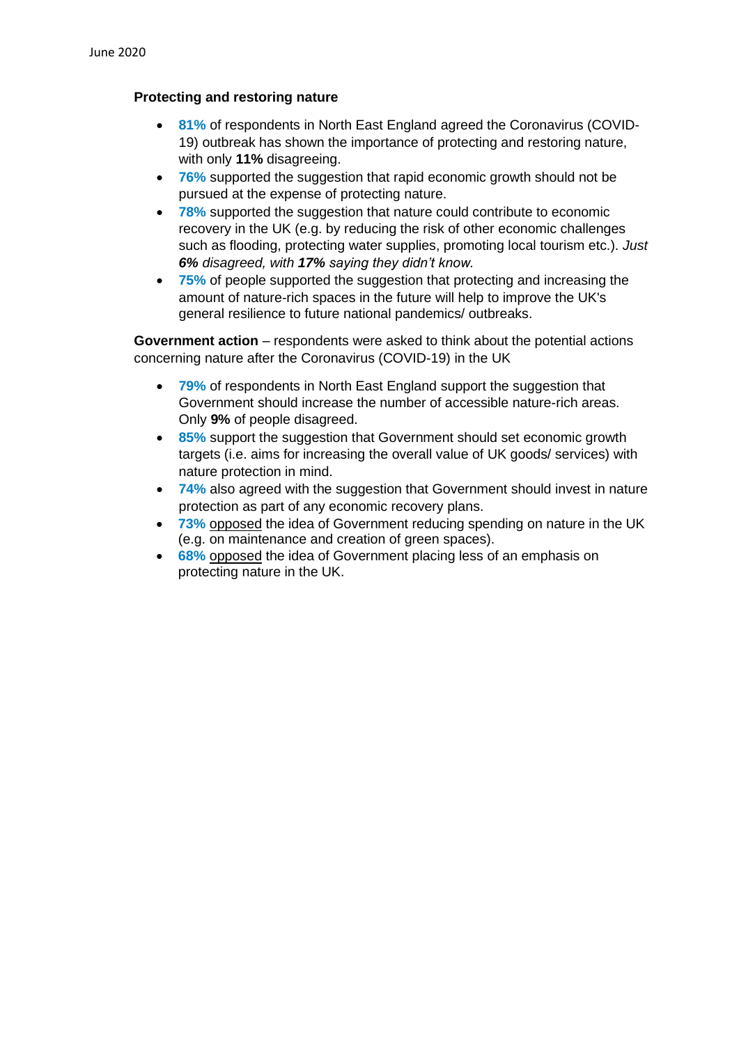**Protecting and restoring nature**

- **81%** of respondents in North East England agreed the Coronavirus (COVID-19) outbreak has shown the importance of protecting and restoring nature, with only **11%** disagreeing.
- **76%** supported the suggestion that rapid economic growth should not be pursued at the expense of protecting nature.
- **78%** supported the suggestion that nature could contribute to economic recovery in the UK (e.g. by reducing the risk of other economic challenges such as flooding, protecting water supplies, promoting local tourism etc.). *Just **6%** disagreed, with **17%** saying they didn't know.*
- **75%** of people supported the suggestion that protecting and increasing the amount of nature-rich spaces in the future will help to improve the UK's general resilience to future national pandemics/ outbreaks.

**Government action** – respondents were asked to think about the potential actions concerning nature after the Coronavirus (COVID-19) in the UK

- **79%** of respondents in North East England support the suggestion that Government should increase the number of accessible nature-rich areas. Only **9%** of people disagreed.
- **85%** support the suggestion that Government should set economic growth targets (i.e. aims for increasing the overall value of UK goods/ services) with nature protection in mind.
- **74%** also agreed with the suggestion that Government should invest in nature protection as part of any economic recovery plans.
- **73%** opposed the idea of Government reducing spending on nature in the UK (e.g. on maintenance and creation of green spaces).
- **68%** opposed the idea of Government placing less of an emphasis on protecting nature in the UK.